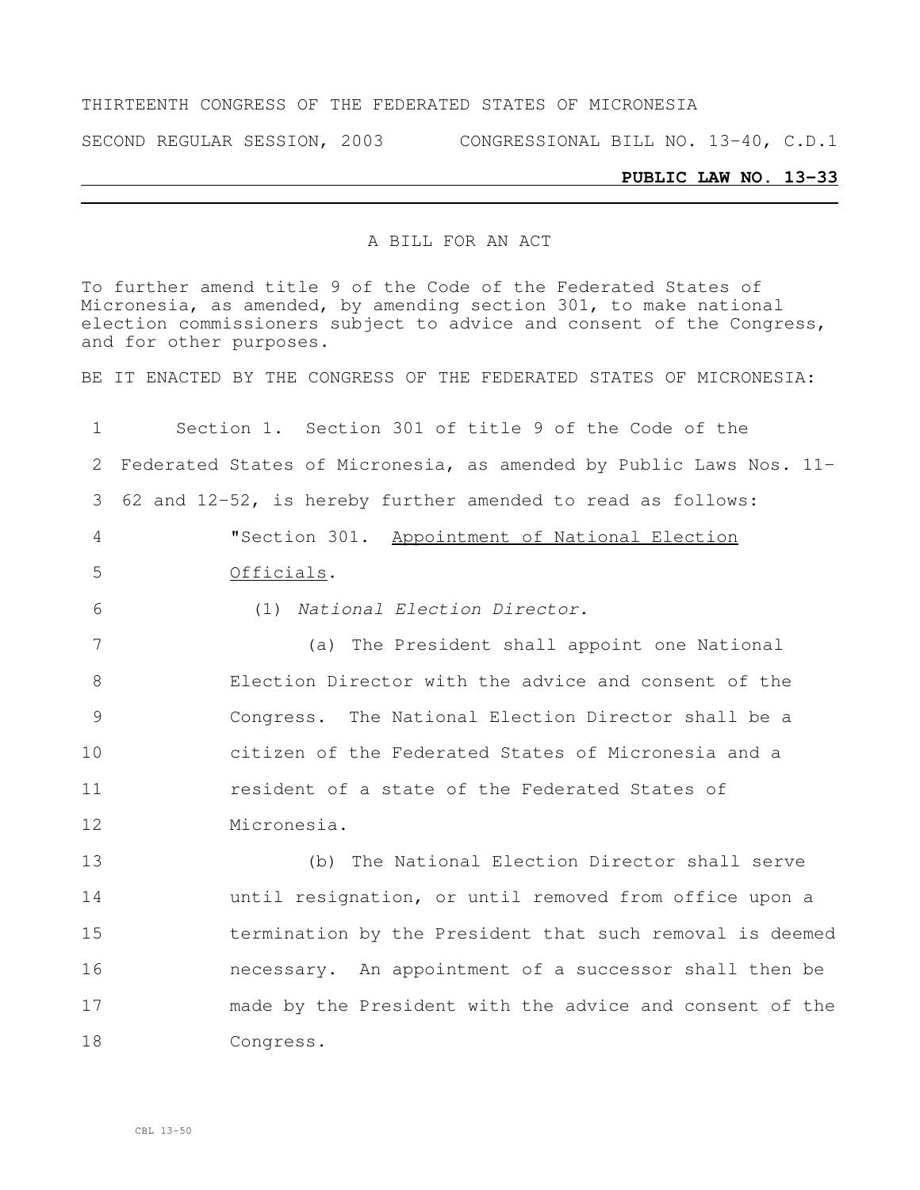THIRTEENTH CONGRESS OF THE FEDERATED STATES OF MICRONESIA

SECOND REGULAR SESSION, 2003 CONGRESSIONAL BILL NO. 13-40, C.D.1

**PUBLIC LAW NO. 13-33**

A BILL FOR AN ACT

To further amend title 9 of the Code of the Federated States of Micronesia, as amended, by amending section 301, to make national election commissioners subject to advice and consent of the Congress, and for other purposes.

BE IT ENACTED BY THE CONGRESS OF THE FEDERATED STATES OF MICRONESIA:

1 Section 1. Section 301 of title 9 of the Code of the
2 Federated States of Micronesia, as amended by Public Laws Nos. 11-
3 62 and 12-52, is hereby further amended to read as follows:
4 "Section 301. Appointment of National Election
5 Officials.
6 (1) *National Election Director.*
7 (a) The President shall appoint one National
8 Election Director with the advice and consent of the
9 Congress. The National Election Director shall be a
10 citizen of the Federated States of Micronesia and a
11 resident of a state of the Federated States of
12 Micronesia.
13 (b) The National Election Director shall serve
14 until resignation, or until removed from office upon a
15 termination by the President that such removal is deemed
16 necessary. An appointment of a successor shall then be
17 made by the President with the advice and consent of the
18 Congress.

CBL 13-50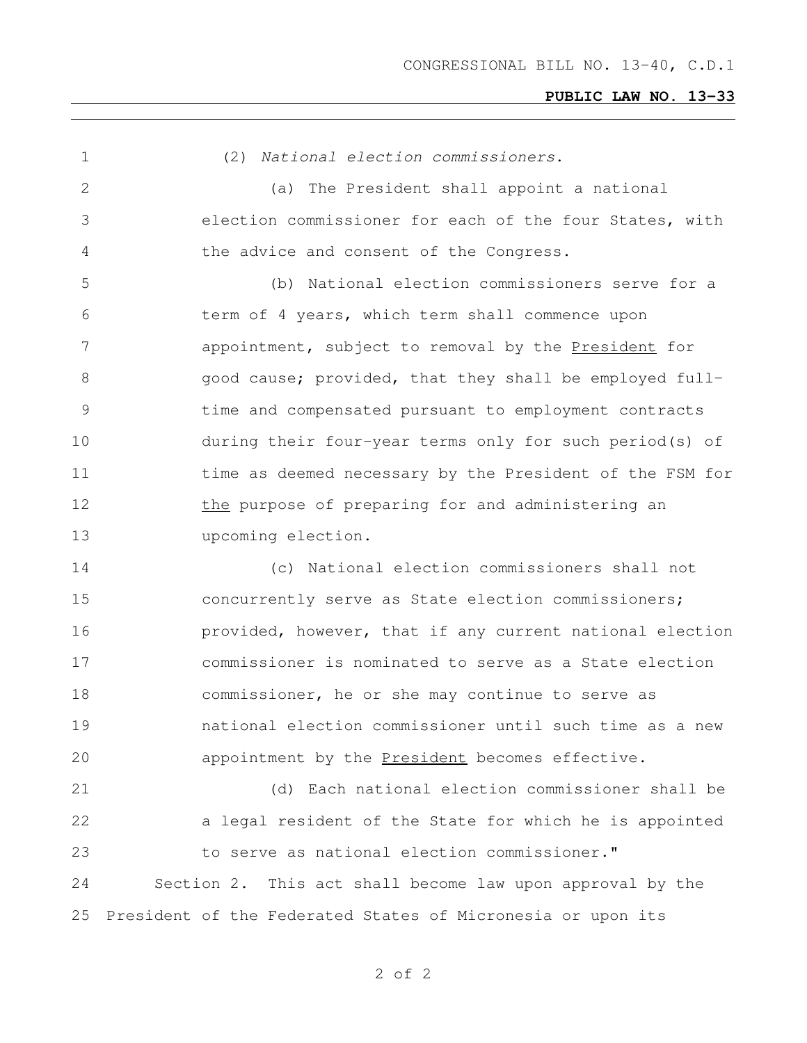(2) *National election commissioners*.

(a) The President shall appoint a national election commissioner for each of the four States, with the advice and consent of the Congress.

(b) National election commissioners serve for a term of 4 years, which term shall commence upon appointment, subject to removal by the President for good cause; provided, that they shall be employed full-time and compensated pursuant to employment contracts during their four-year terms only for such period(s) of time as deemed necessary by the President of the FSM for the purpose of preparing for and administering an upcoming election.

(c) National election commissioners shall not concurrently serve as State election commissioners; provided, however, that if any current national election commissioner is nominated to serve as a State election commissioner, he or she may continue to serve as national election commissioner until such time as a new appointment by the President becomes effective.

(d) Each national election commissioner shall be a legal resident of the State for which he is appointed to serve as national election commissioner."

Section 2. This act shall become law upon approval by the President of the Federated States of Micronesia or upon its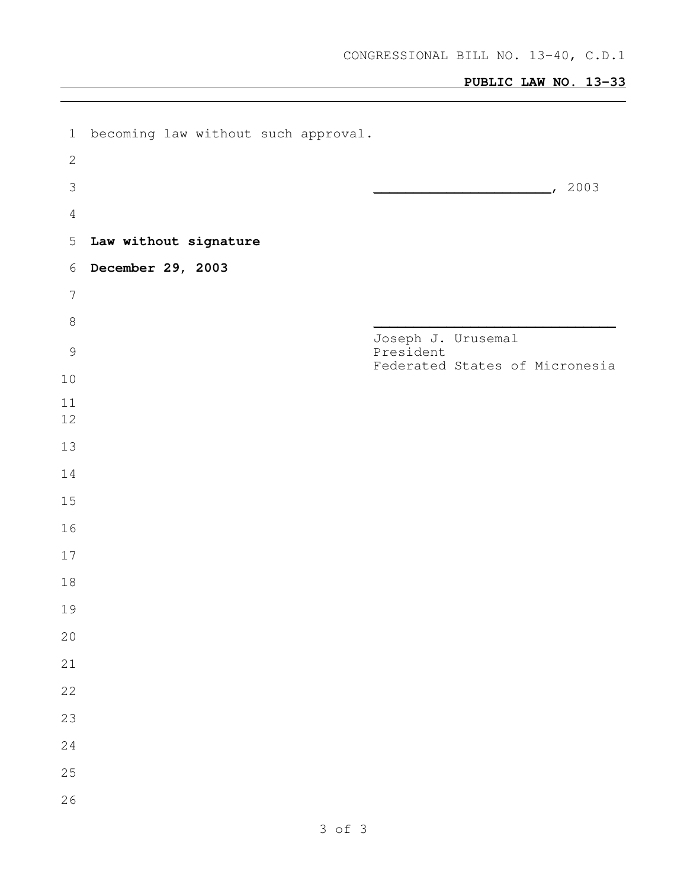becoming law without such approval.

\_\_\_\_\_\_\_\_\_\_\_\_\_\_\_\_\_\_\_\_\_\_\_, 2003

**Law without signature**

**December 29, 2003**

\_\_\_\_\_\_\_\_\_\_\_\_\_\_\_\_\_\_\_\_\_\_\_\_\_\_\_\_\_\_\_\_\_\_

Joseph J. Urusemal
President
Federated States of Micronesia